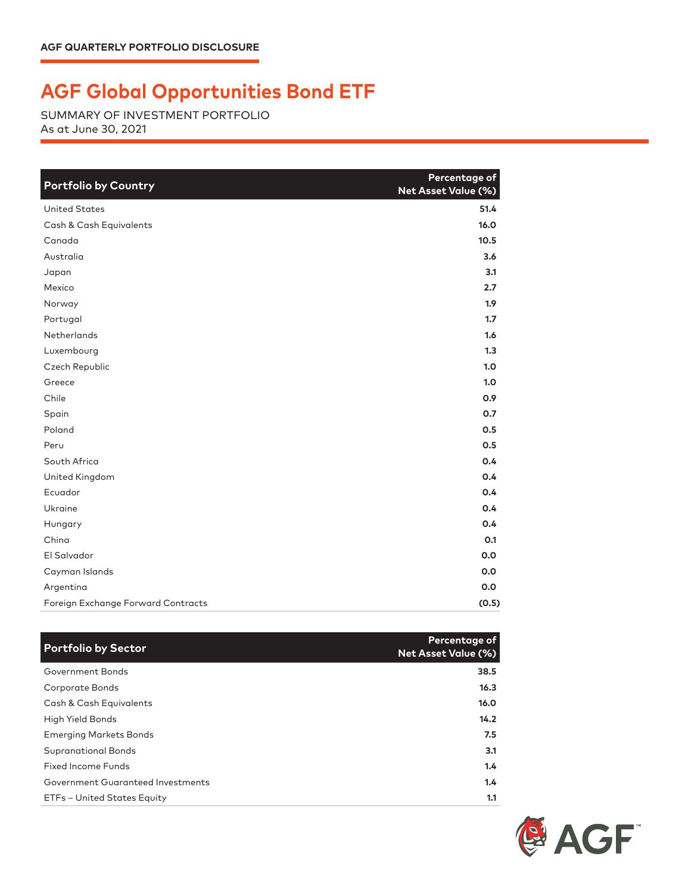AGF QUARTERLY PORTFOLIO DISCLOSURE

# AGF Global Opportunities Bond ETF

SUMMARY OF INVESTMENT PORTFOLIO
As at June 30, 2021

| Portfolio by Country | Percentage of Net Asset Value (%) |
|---|---|
| United States | 51.4 |
| Cash & Cash Equivalents | 16.0 |
| Canada | 10.5 |
| Australia | 3.6 |
| Japan | 3.1 |
| Mexico | 2.7 |
| Norway | 1.9 |
| Portugal | 1.7 |
| Netherlands | 1.6 |
| Luxembourg | 1.3 |
| Czech Republic | 1.0 |
| Greece | 1.0 |
| Chile | 0.9 |
| Spain | 0.7 |
| Poland | 0.5 |
| Peru | 0.5 |
| South Africa | 0.4 |
| United Kingdom | 0.4 |
| Ecuador | 0.4 |
| Ukraine | 0.4 |
| Hungary | 0.4 |
| China | 0.1 |
| El Salvador | 0.0 |
| Cayman Islands | 0.0 |
| Argentina | 0.0 |
| Foreign Exchange Forward Contracts | (0.5) |

| Portfolio by Sector | Percentage of Net Asset Value (%) |
|---|---|
| Government Bonds | 38.5 |
| Corporate Bonds | 16.3 |
| Cash & Cash Equivalents | 16.0 |
| High Yield Bonds | 14.2 |
| Emerging Markets Bonds | 7.5 |
| Supranational Bonds | 3.1 |
| Fixed Income Funds | 1.4 |
| Government Guaranteed Investments | 1.4 |
| ETFs – United States Equity | 1.1 |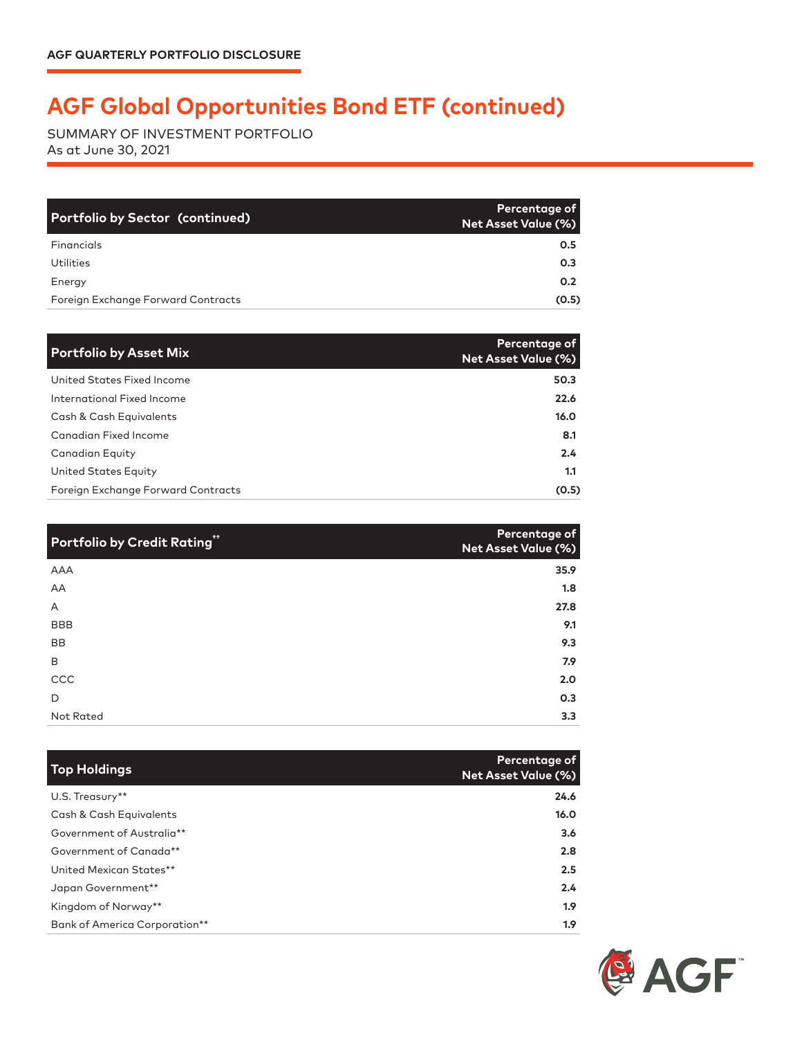## AGF Global Opportunities Bond ETF (continued)

SUMMARY OF INVESTMENT PORTFOLIO
As at June 30, 2021

| Portfolio by Sector (continued) | Percentage of Net Asset Value (%) |
|---|---|
| Financials | 0.5 |
| Utilities | 0.3 |
| Energy | 0.2 |
| Foreign Exchange Forward Contracts | (0.5) |

| Portfolio by Asset Mix | Percentage of Net Asset Value (%) |
|---|---|
| United States Fixed Income | 50.3 |
| International Fixed Income | 22.6 |
| Cash & Cash Equivalents | 16.0 |
| Canadian Fixed Income | 8.1 |
| Canadian Equity | 2.4 |
| United States Equity | 1.1 |
| Foreign Exchange Forward Contracts | (0.5) |

| Portfolio by Credit Rating** | Percentage of Net Asset Value (%) |
|---|---|
| AAA | 35.9 |
| AA | 1.8 |
| A | 27.8 |
| BBB | 9.1 |
| BB | 9.3 |
| B | 7.9 |
| CCC | 2.0 |
| D | 0.3 |
| Not Rated | 3.3 |

| Top Holdings | Percentage of Net Asset Value (%) |
|---|---|
| U.S. Treasury** | 24.6 |
| Cash & Cash Equivalents | 16.0 |
| Government of Australia** | 3.6 |
| Government of Canada** | 2.8 |
| United Mexican States** | 2.5 |
| Japan Government** | 2.4 |
| Kingdom of Norway** | 1.9 |
| Bank of America Corporation** | 1.9 |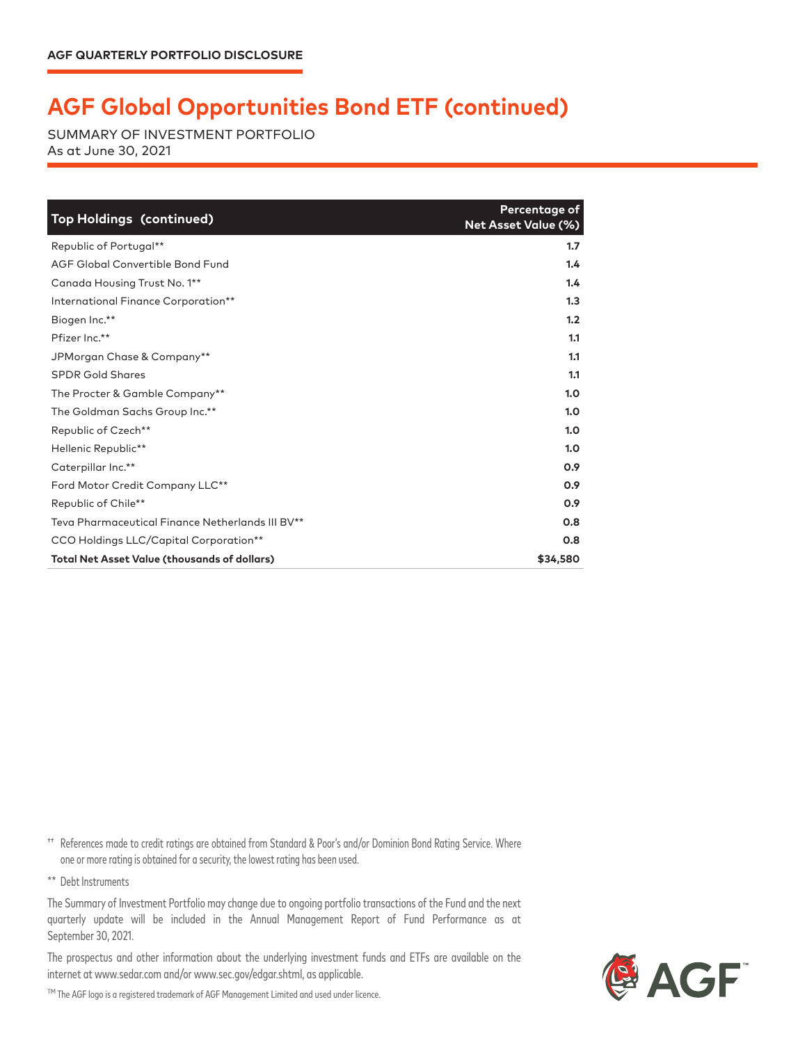AGF QUARTERLY PORTFOLIO DISCLOSURE

# AGF Global Opportunities Bond ETF (continued)

SUMMARY OF INVESTMENT PORTFOLIO
As at June 30, 2021

| Top Holdings (continued) | Percentage of Net Asset Value (%) |
|---|---|
| Republic of Portugal** | 1.7 |
| AGF Global Convertible Bond Fund | 1.4 |
| Canada Housing Trust No. 1** | 1.4 |
| International Finance Corporation** | 1.3 |
| Biogen Inc.** | 1.2 |
| Pfizer Inc.** | 1.1 |
| JPMorgan Chase & Company** | 1.1 |
| SPDR Gold Shares | 1.1 |
| The Procter & Gamble Company** | 1.0 |
| The Goldman Sachs Group Inc.** | 1.0 |
| Republic of Czech** | 1.0 |
| Hellenic Republic** | 1.0 |
| Caterpillar Inc.** | 0.9 |
| Ford Motor Credit Company LLC** | 0.9 |
| Republic of Chile** | 0.9 |
| Teva Pharmaceutical Finance Netherlands III BV** | 0.8 |
| CCO Holdings LLC/Capital Corporation** | 0.8 |
| **Total Net Asset Value (thousands of dollars)** | **$34,580** |

†† References made to credit ratings are obtained from Standard & Poor's and/or Dominion Bond Rating Service. Where one or more rating is obtained for a security, the lowest rating has been used.

** Debt Instruments

The Summary of Investment Portfolio may change due to ongoing portfolio transactions of the Fund and the next quarterly update will be included in the Annual Management Report of Fund Performance as at September 30, 2021.

The prospectus and other information about the underlying investment funds and ETFs are available on the internet at www.sedar.com and/or www.sec.gov/edgar.shtml, as applicable.

TM The AGF logo is a registered trademark of AGF Management Limited and used under licence.